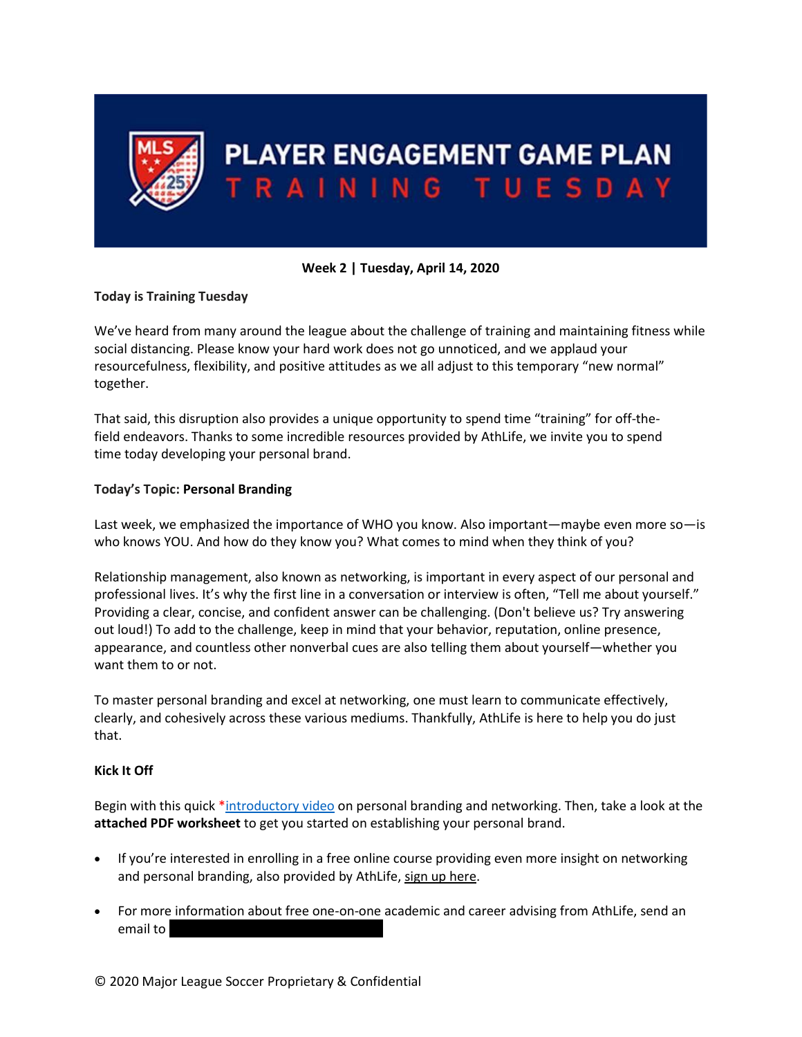# PLAYER ENGAGEMENT GAME PLAN
## TRAINING TUESDAY

**Week 2 | Tuesday, April 14, 2020**

**Today is Training Tuesday**

We've heard from many around the league about the challenge of training and maintaining fitness while social distancing. Please know your hard work does not go unnoticed, and we applaud your resourcefulness, flexibility, and positive attitudes as we all adjust to this temporary "new normal" together.

That said, this disruption also provides a unique opportunity to spend time "training" for off-the-field endeavors. Thanks to some incredible resources provided by AthLife, we invite you to spend time today developing your personal brand.

**Today's Topic: Personal Branding**

Last week, we emphasized the importance of WHO you know. Also important—maybe even more so—is who knows YOU. And how do they know you? What comes to mind when they think of you?

Relationship management, also known as networking, is important in every aspect of our personal and professional lives. It's why the first line in a conversation or interview is often, "Tell me about yourself." Providing a clear, concise, and confident answer can be challenging. (Don't believe us? Try answering out loud!) To add to the challenge, keep in mind that your behavior, reputation, online presence, appearance, and countless other nonverbal cues are also telling them about yourself—whether you want them to or not.

To master personal branding and excel at networking, one must learn to communicate effectively, clearly, and cohesively across these various mediums. Thankfully, AthLife is here to help you do just that.

**Kick It Off**

Begin with this quick *introductory video on personal branding and networking. Then, take a look at the **attached PDF worksheet** to get you started on establishing your personal brand.

- If you're interested in enrolling in a free online course providing even more insight on networking and personal branding, also provided by AthLife, sign up here.
- For more information about free one-on-one academic and career advising from AthLife, send an email to

© 2020 Major League Soccer Proprietary & Confidential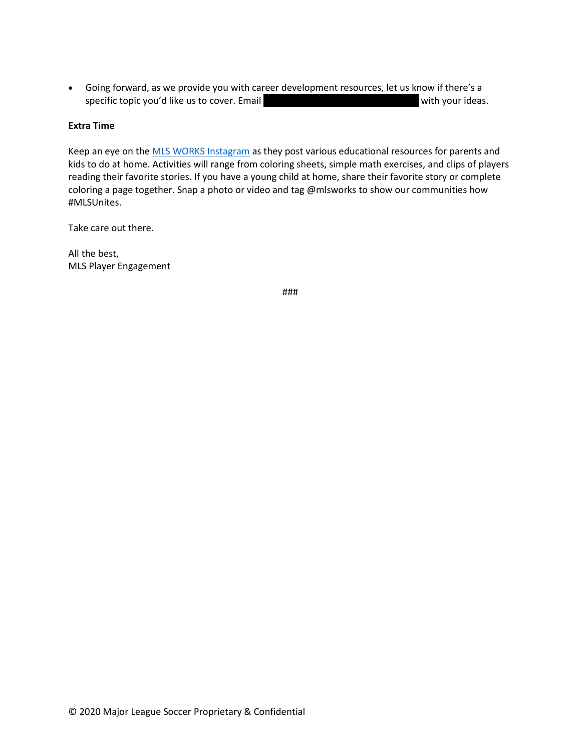- Going forward, as we provide you with career development resources, let us know if there's a specific topic you'd like us to cover. Email [REDACTED] with your ideas.

**Extra Time**

Keep an eye on the MLS WORKS Instagram as they post various educational resources for parents and kids to do at home. Activities will range from coloring sheets, simple math exercises, and clips of players reading their favorite stories. If you have a young child at home, share their favorite story or complete coloring a page together. Snap a photo or video and tag @mlsworks to show our communities how #MLSUnites.

Take care out there.

All the best,
MLS Player Engagement

###

© 2020 Major League Soccer Proprietary & Confidential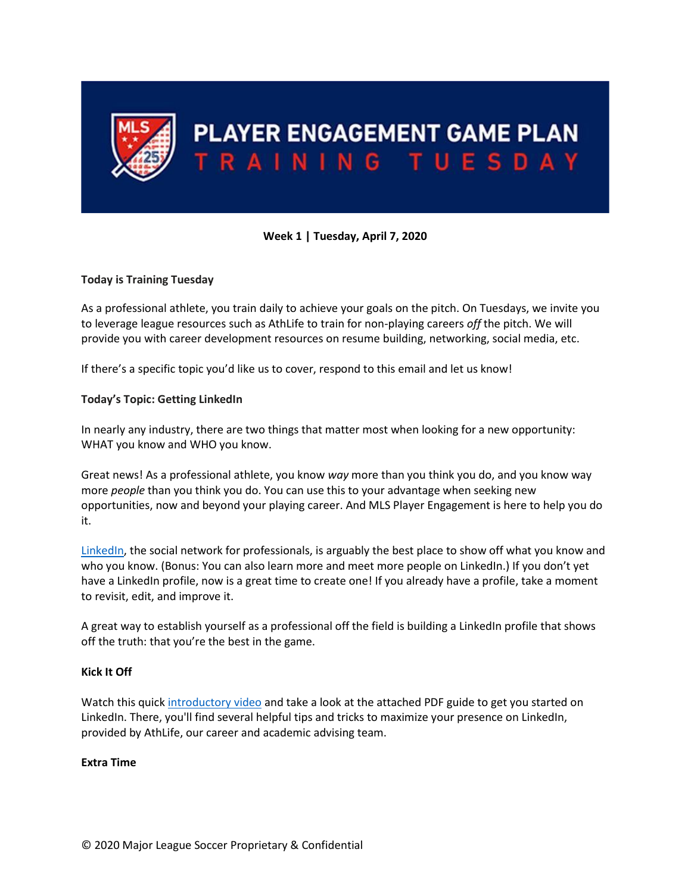# PLAYER ENGAGEMENT GAME PLAN
## TRAINING TUESDAY

**Week 1 | Tuesday, April 7, 2020**

**Today is Training Tuesday**

As a professional athlete, you train daily to achieve your goals on the pitch. On Tuesdays, we invite you to leverage league resources such as AthLife to train for non-playing careers *off* the pitch. We will provide you with career development resources on resume building, networking, social media, etc.

If there's a specific topic you'd like us to cover, respond to this email and let us know!

**Today's Topic: Getting LinkedIn**

In nearly any industry, there are two things that matter most when looking for a new opportunity: WHAT you know and WHO you know.

Great news! As a professional athlete, you know *way* more than you think you do, and you know way more *people* than you think you do. You can use this to your advantage when seeking new opportunities, now and beyond your playing career. And MLS Player Engagement is here to help you do it.

LinkedIn, the social network for professionals, is arguably the best place to show off what you know and who you know. (Bonus: You can also learn more and meet more people on LinkedIn.) If you don't yet have a LinkedIn profile, now is a great time to create one! If you already have a profile, take a moment to revisit, edit, and improve it.

A great way to establish yourself as a professional off the field is building a LinkedIn profile that shows off the truth: that you're the best in the game.

**Kick It Off**

Watch this quick introductory video and take a look at the attached PDF guide to get you started on LinkedIn. There, you'll find several helpful tips and tricks to maximize your presence on LinkedIn, provided by AthLife, our career and academic advising team.

**Extra Time**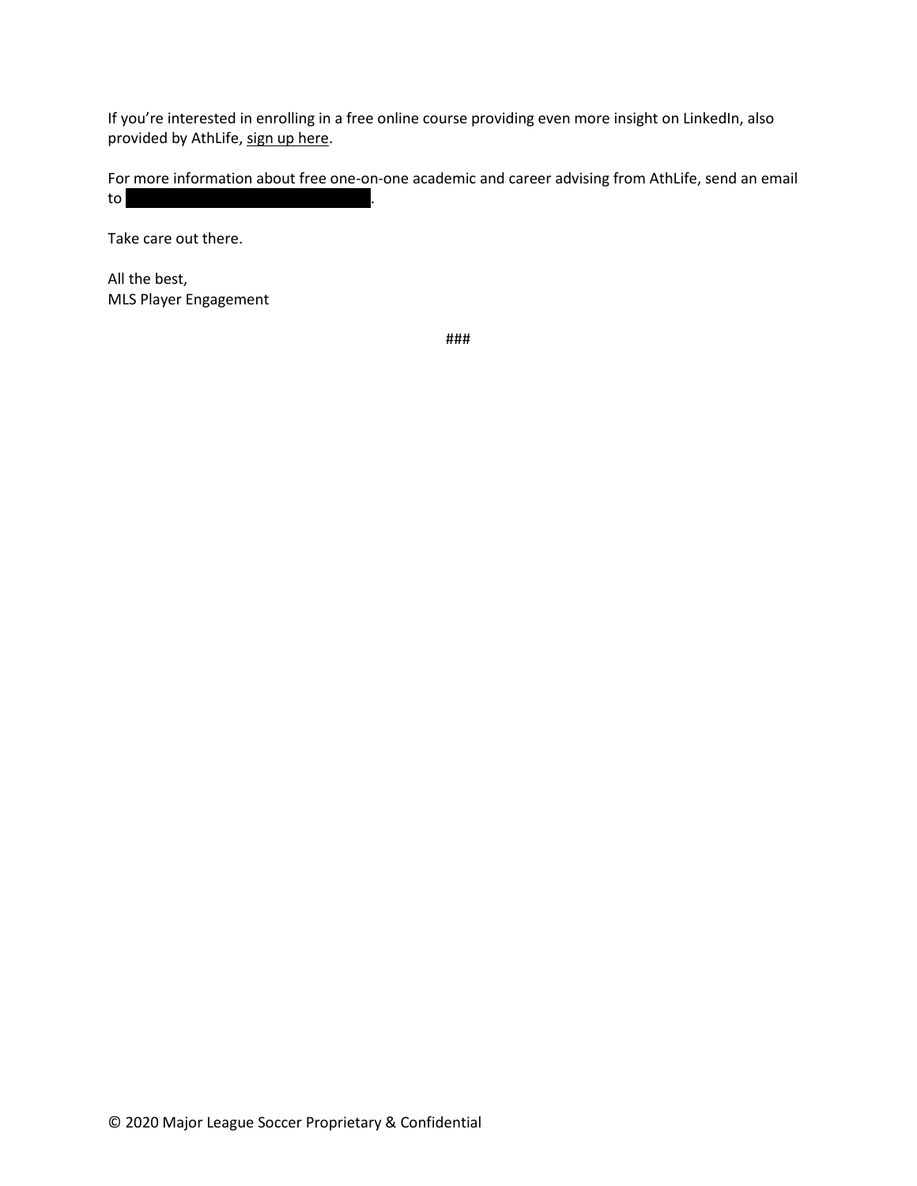If you're interested in enrolling in a free online course providing even more insight on LinkedIn, also provided by AthLife, sign up here.

For more information about free one-on-one academic and career advising from AthLife, send an email to [REDACTED].

Take care out there.

All the best,
MLS Player Engagement

###

© 2020 Major League Soccer Proprietary & Confidential